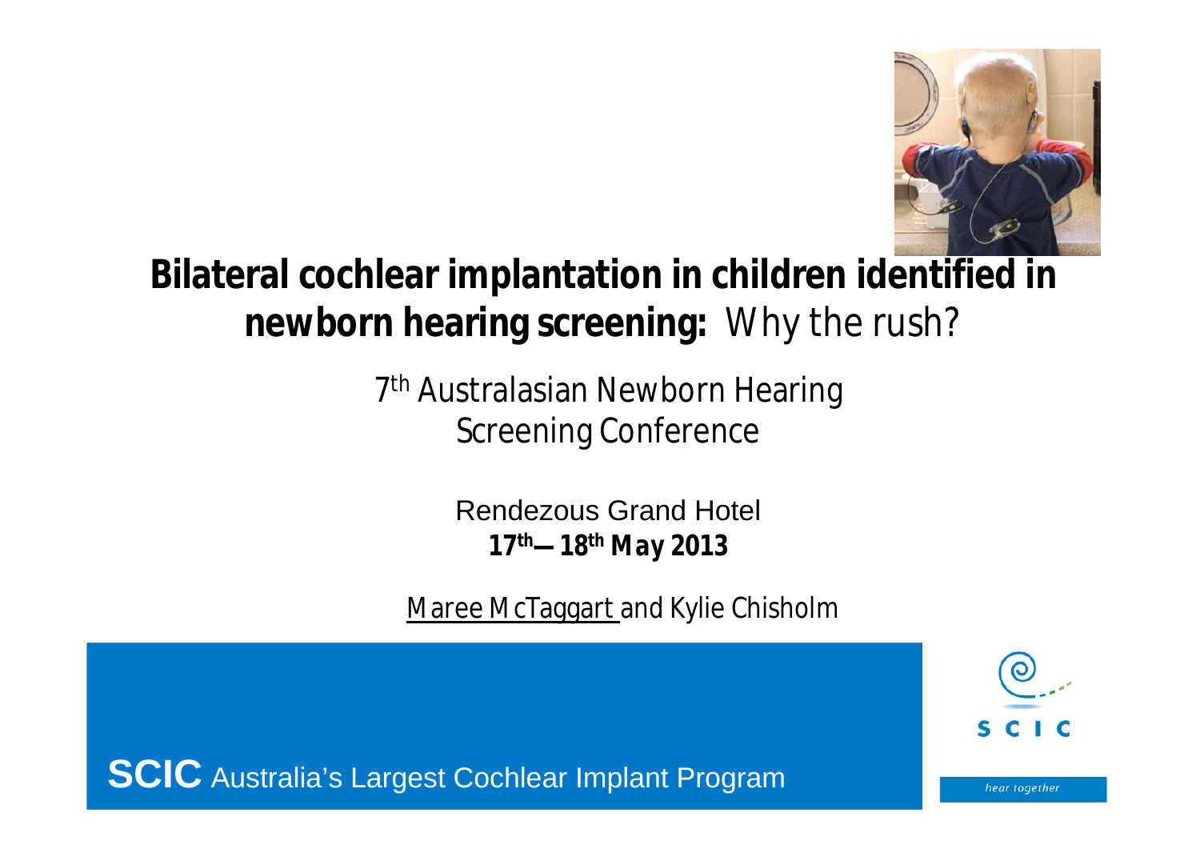# **Bilateral cochlear implantation in children identified in newborn hearing screening:** Why the rush?

7th Australasian Newborn Hearing Screening Conference

Rendezous Grand Hotel

**17th—18th May 2013**

Maree McTaggart and Kylie Chisholm

**SCIC** Australia's Largest Cochlear Implant Program

SCIC

hear together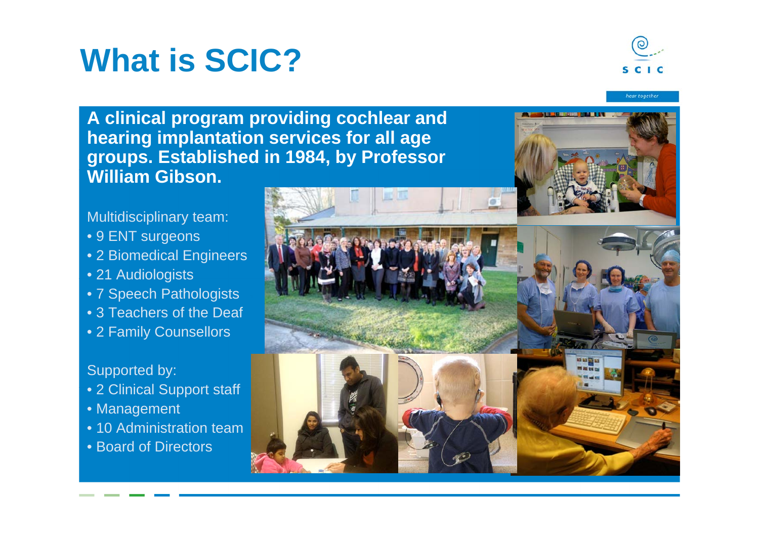# What is SCIC?

**A clinical program providing cochlear and hearing implantation services for all age groups. Established in 1984, by Professor William Gibson.**

Multidisciplinary team:

- 9 ENT surgeons
- 2 Biomedical Engineers
- 21 Audiologists
- 7 Speech Pathologists
- 3 Teachers of the Deaf
- 2 Family Counsellors

Supported by:

- 2 Clinical Support staff
- Management
- 10 Administration team
- Board of Directors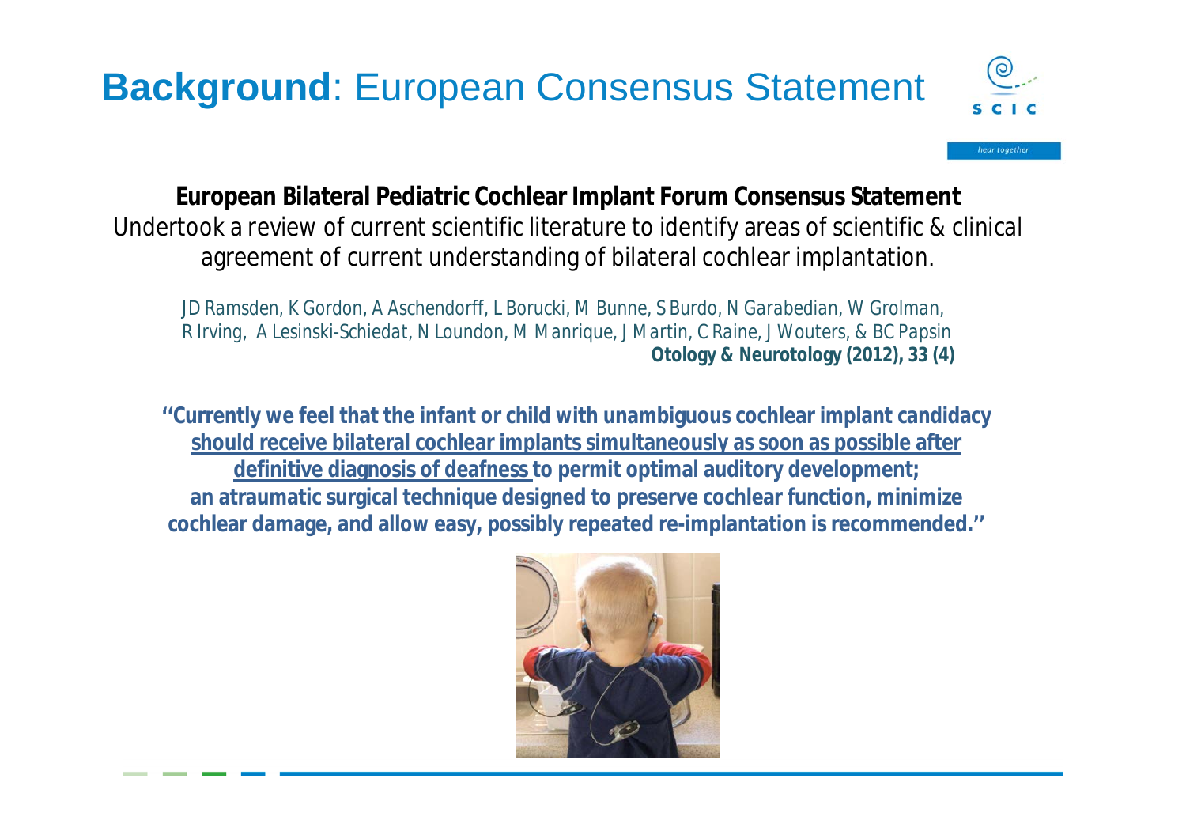# **Background**: European Consensus Statement

**European Bilateral Pediatric Cochlear Implant Forum Consensus Statement**

Undertook a review of current scientific literature to identify areas of scientific & clinical agreement of current understanding of bilateral cochlear implantation.

*JD Ramsden, K Gordon, A Aschendorff, L Borucki, M Bunne, S Burdo, N Garabedian, W Grolman, R Irving, A Lesinski-Schiedat, N Loundon, M Manrique, J Martin, C Raine, J Wouters, & BC Papsin*
**Otology & Neurotology (2012), 33 (4)**

**"Currently we feel that the infant or child with unambiguous cochlear implant candidacy <u>should receive bilateral cochlear implants simultaneously as soon as possible after definitive diagnosis of deafness</u> to permit optimal auditory development; an atraumatic surgical technique designed to preserve cochlear function, minimize cochlear damage, and allow easy, possibly repeated re-implantation is recommended."**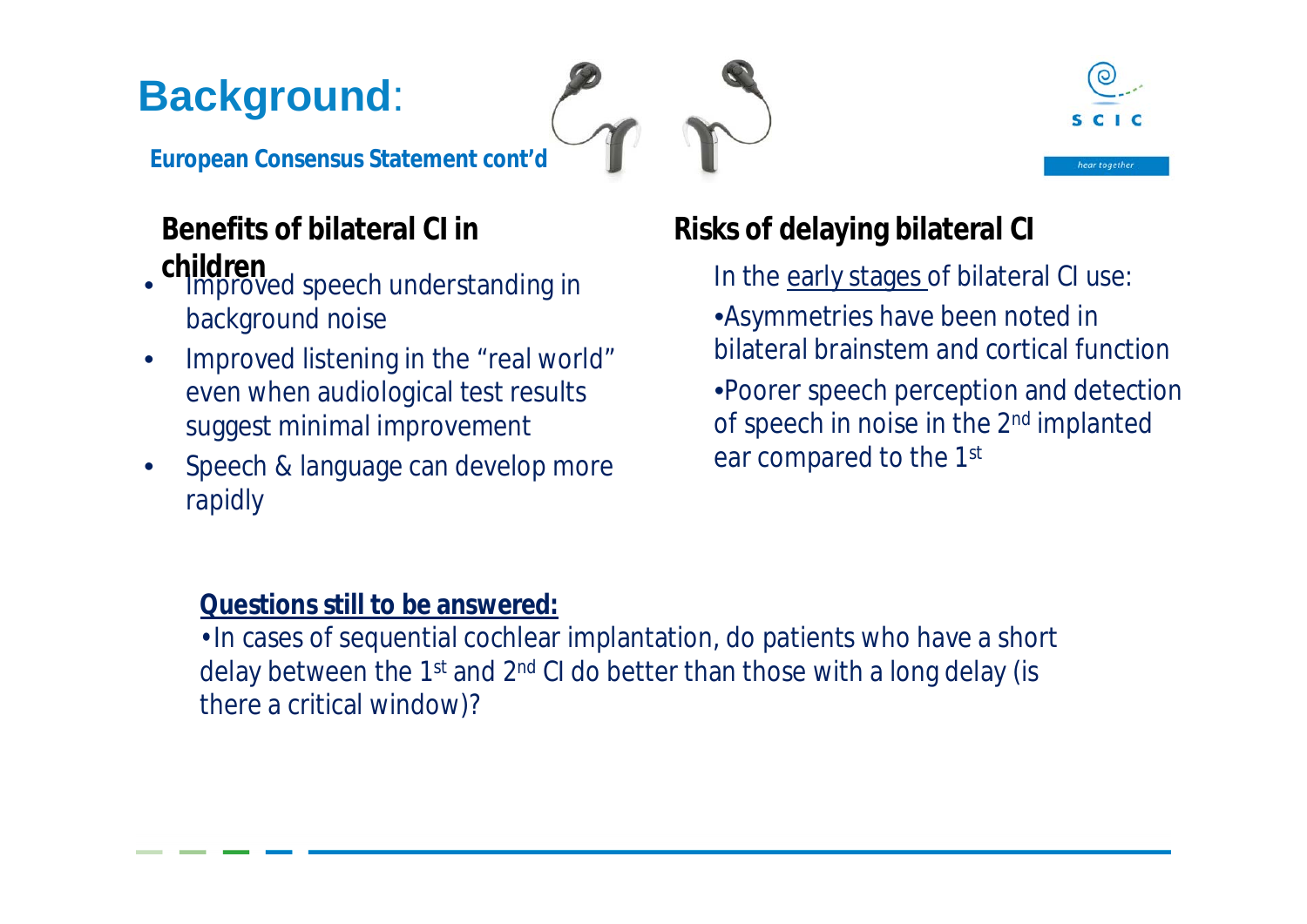# Background:

**European Consensus Statement cont'd**

### Benefits of bilateral CI in children

- Improved speech understanding in background noise
- Improved listening in the "real world" even when audiological test results suggest minimal improvement
- Speech & language can develop more rapidly

### Risks of delaying bilateral CI

In the early stages of bilateral CI use:

- Asymmetries have been noted in bilateral brainstem and cortical function
- Poorer speech perception and detection of speech in noise in the 2nd implanted ear compared to the 1st

**Questions still to be answered:**

- In cases of sequential cochlear implantation, do patients who have a short delay between the 1st and 2nd CI do better than those with a long delay (is there a critical window)?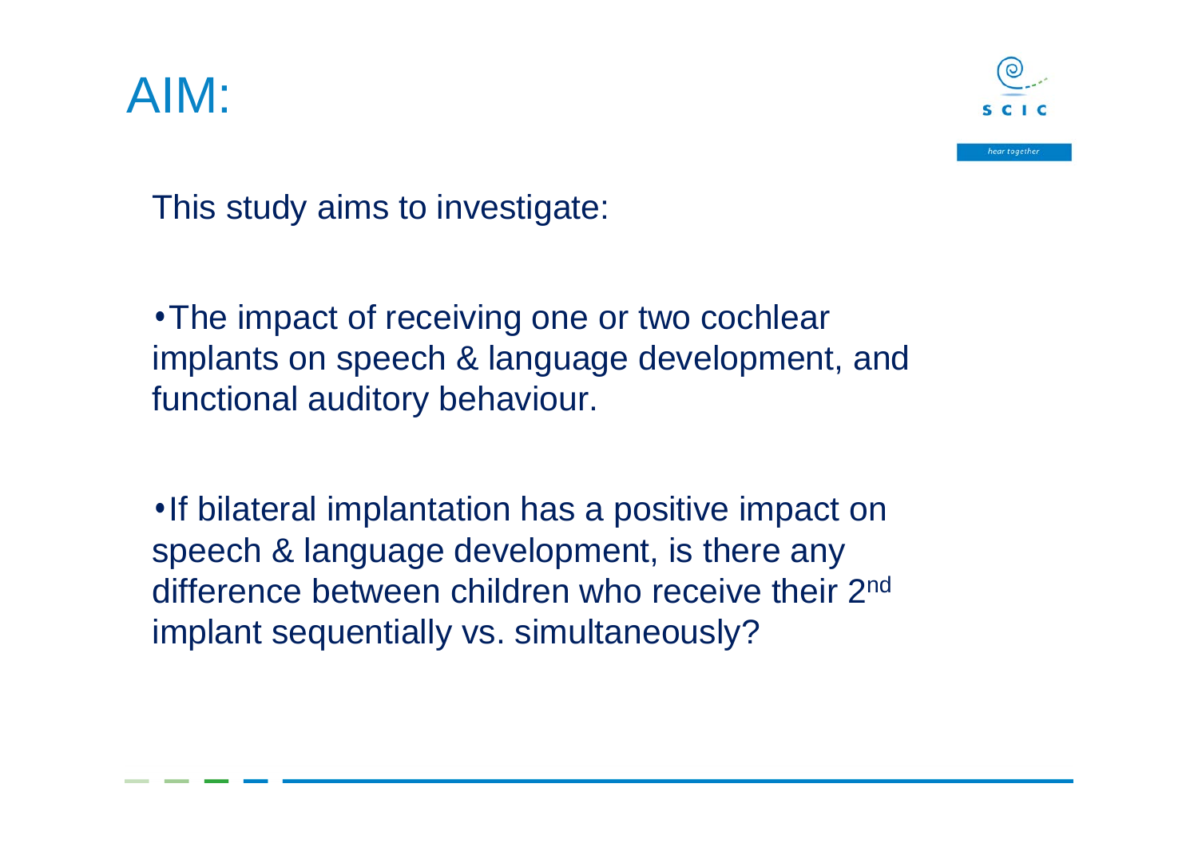# AIM:

This study aims to investigate:

- The impact of receiving one or two cochlear implants on speech & language development, and functional auditory behaviour.

- If bilateral implantation has a positive impact on speech & language development, is there any difference between children who receive their 2nd implant sequentially vs. simultaneously?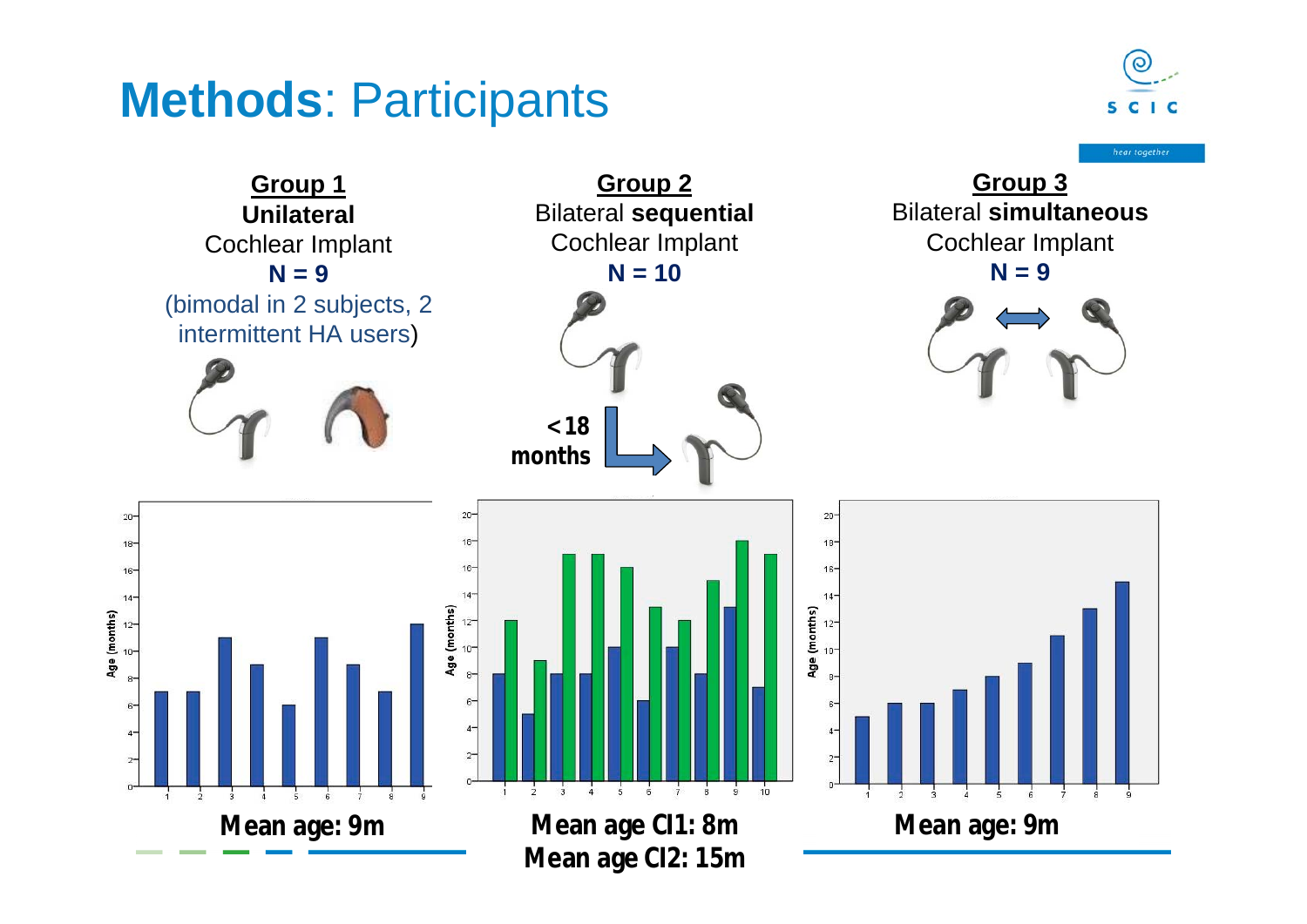# **Methods**: Participants

hear together

## Group 1

**Unilateral**
Cochlear Implant
**N = 9**
(bimodal in 2 subjects, 2 intermittent HA users)

**Mean age: 9m**

## Group 2

Bilateral **sequential**
Cochlear Implant
**N = 10**

**< 18 months**

**Mean age CI1: 8m**
**Mean age CI2: 15m**

## Group 3

Bilateral **simultaneous**
Cochlear Implant
**N = 9**

**Mean age: 9m**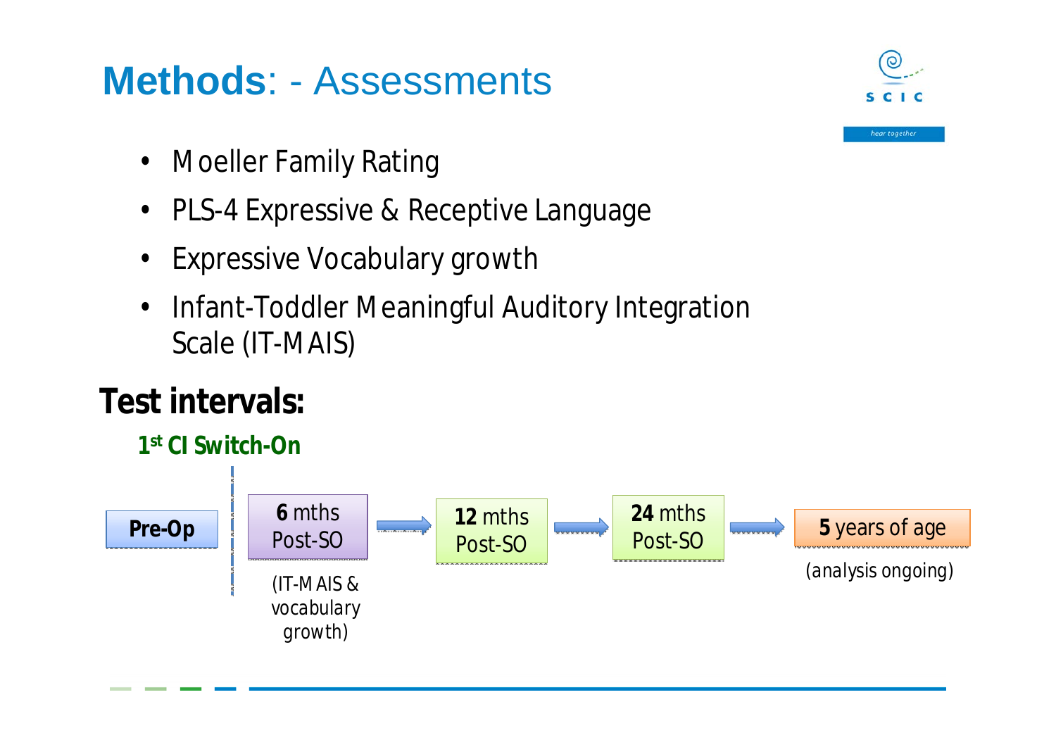# **Methods**: - Assessments

- Moeller Family Rating
- PLS-4 Expressive & Receptive Language
- Expressive Vocabulary growth
- Infant-Toddler Meaningful Auditory Integration Scale (IT-MAIS)

## Test intervals:

**1st CI Switch-On**

**Pre-Op** | **6** mths Post-SO → **12** mths Post-SO → **24** mths Post-SO → **5** years of age

(IT-MAIS & vocabulary growth)

(analysis ongoing)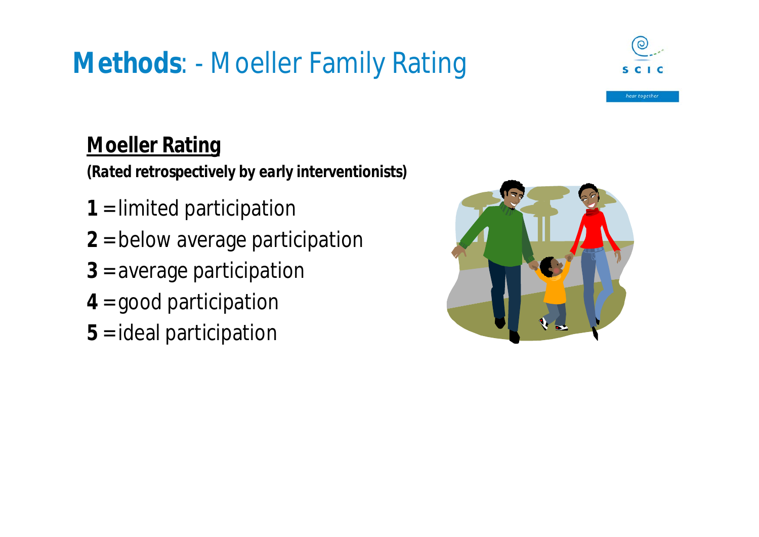# **Methods**: - Moeller Family Rating

## <u>Moeller Rating</u>

***(Rated retrospectively by early interventionists)***

**1** = limited participation

**2** = below average participation

**3** = average participation

**4** = good participation

**5** = ideal participation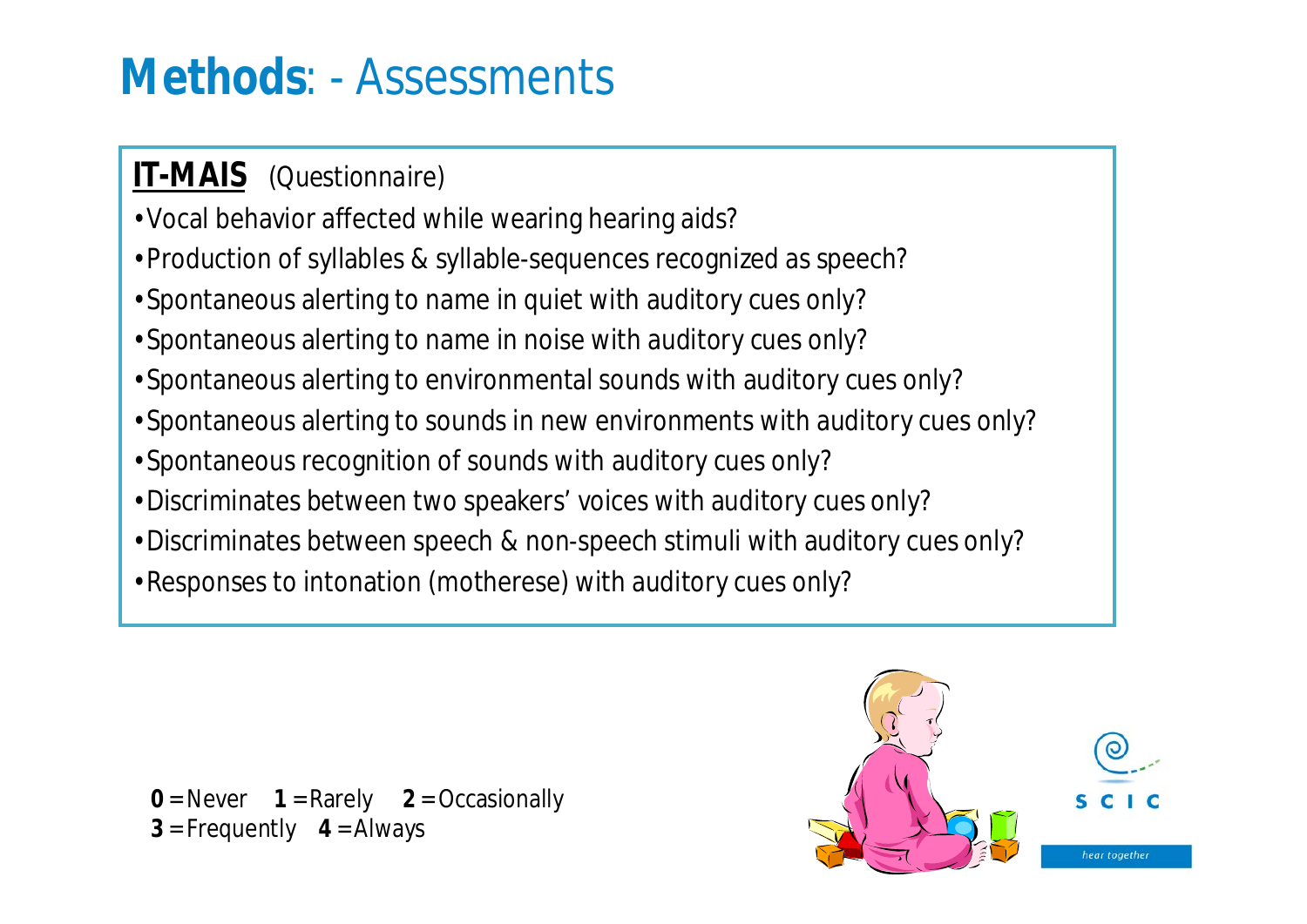# **Methods**: - Assessments

**IT-MAIS** (Questionnaire)

- Vocal behavior affected while wearing hearing aids?
- Production of syllables & syllable-sequences recognized as speech?
- Spontaneous alerting to name in quiet with auditory cues only?
- Spontaneous alerting to name in noise with auditory cues only?
- Spontaneous alerting to environmental sounds with auditory cues only?
- Spontaneous alerting to sounds in new environments with auditory cues only?
- Spontaneous recognition of sounds with auditory cues only?
- Discriminates between two speakers' voices with auditory cues only?
- Discriminates between speech & non-speech stimuli with auditory cues only?
- Responses to intonation (motherese) with auditory cues only?

**0** = Never **1** = Rarely **2** = Occasionally
**3** = Frequently **4** = Always

SCIC
*hear together*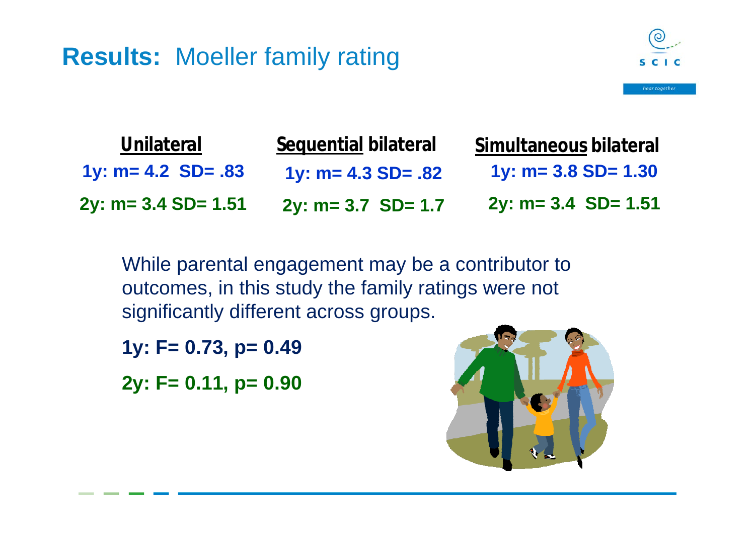# **Results:** Moeller family rating

| Unilateral | Sequential bilateral | Simultaneous bilateral |
|---|---|---|
| **1y: m= 4.2 SD= .83** | **1y: m= 4.3 SD= .82** | **1y: m= 3.8 SD= 1.30** |
| **2y: m= 3.4 SD= 1.51** | **2y: m= 3.7 SD= 1.7** | **2y: m= 3.4 SD= 1.51** |

While parental engagement may be a contributor to outcomes, in this study the family ratings were not significantly different across groups.

**1y: $F= 0.73$, $p= 0.49$**

**2y: $F= 0.11$, $p= 0.90$**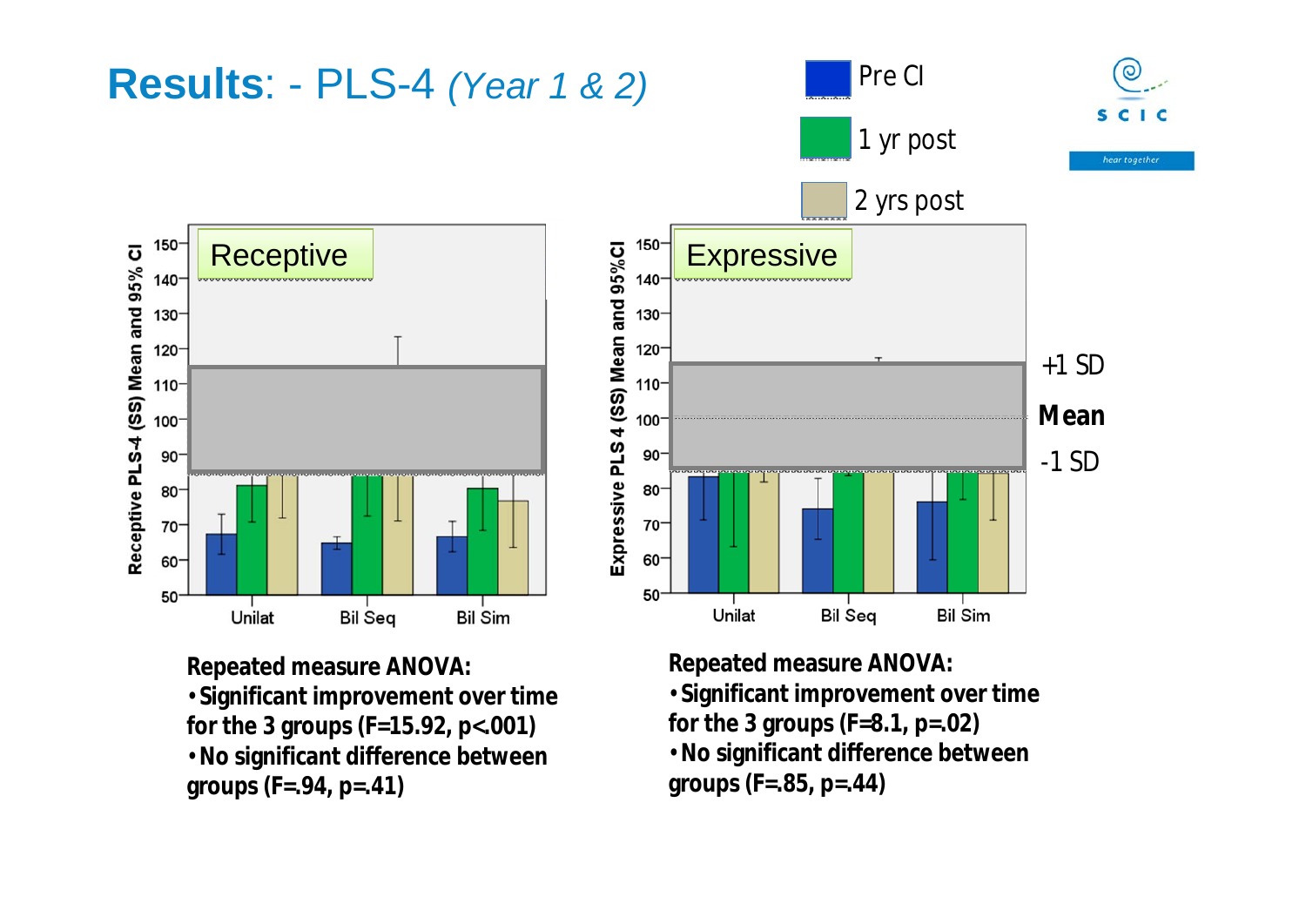# **Results**: - PLS-4 *(Year 1 & 2)*

Pre CI

1 yr post

2 yrs post

**Receptive**

Receptive PLS-4 (SS) Mean and 95% CI

Unilat | Bil Seq | Bil Sim

**Expressive**

Expressive PLS 4 (SS) Mean and 95%CI

Unilat | Bil Seq | Bil Sim

+1 SD

**Mean**

-1 SD

**Repeated measure ANOVA:**

- **Significant improvement over time for the 3 groups ($F=15.92$, $p<.001$)**
- **No significant difference between groups ($F=.94$, $p=.41$)**

**Repeated measure ANOVA:**

- **Significant improvement over time for the 3 groups ($F=8.1$, $p=.02$)**
- **No significant difference between groups ($F=.85$, $p=.44$)**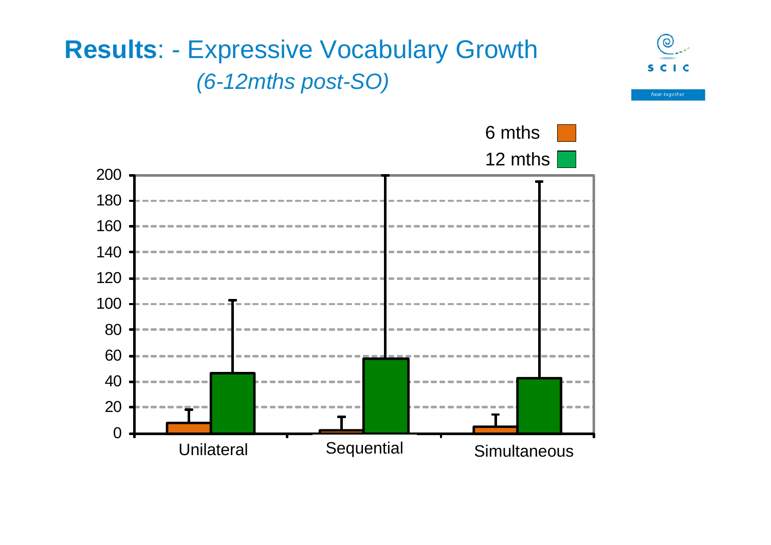# **Results**: - Expressive Vocabulary Growth

*(6-12mths post-SO)*

6 mths

12 mths

200
180
160
140
120
100
80
60
40
20
0

Unilateral

Sequential

Simultaneous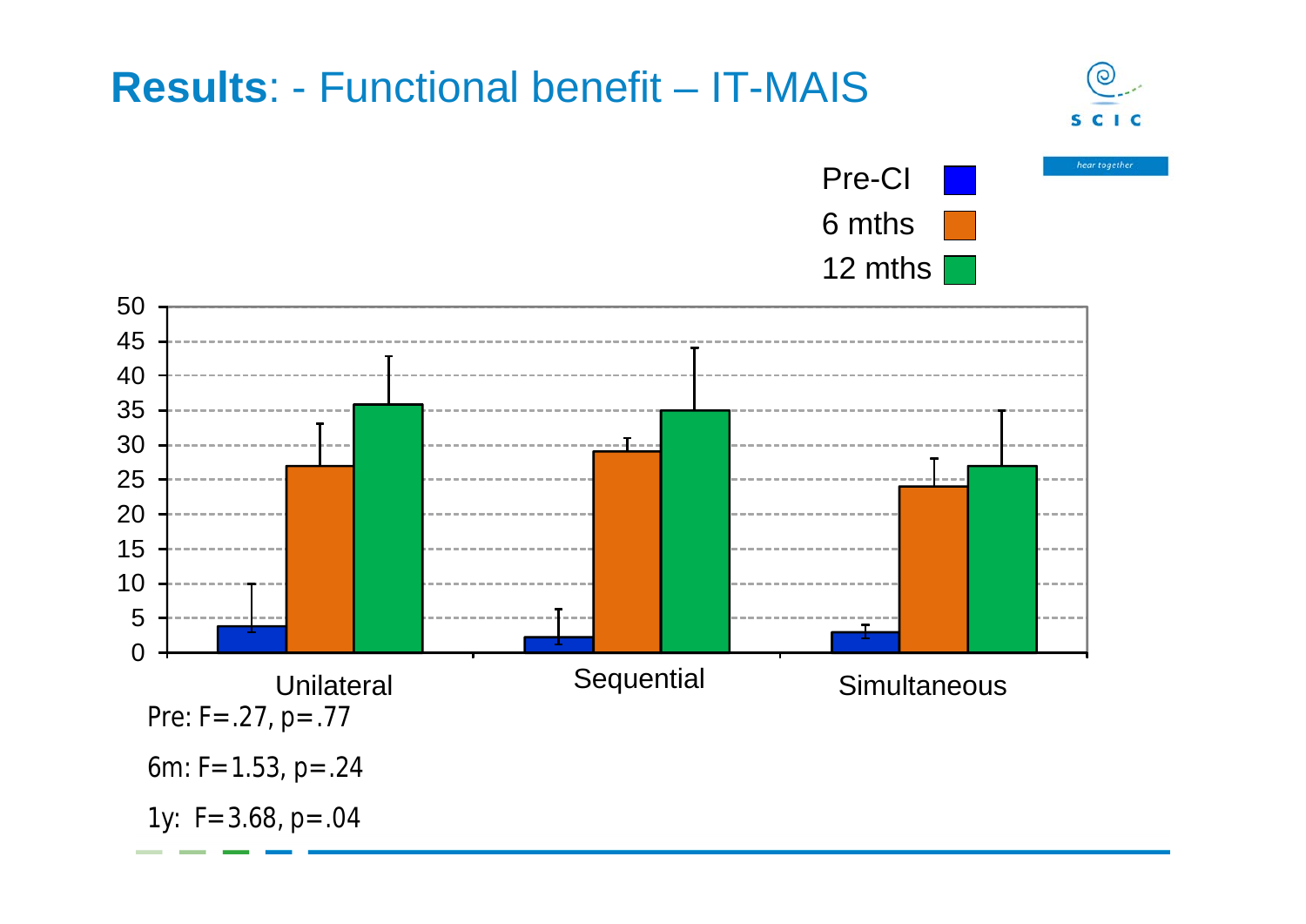# **Results**: - Functional benefit – IT-MAIS

Pre: F=.27, p=.77

6m: F=1.53, p=.24

1y: F=3.68, p=.04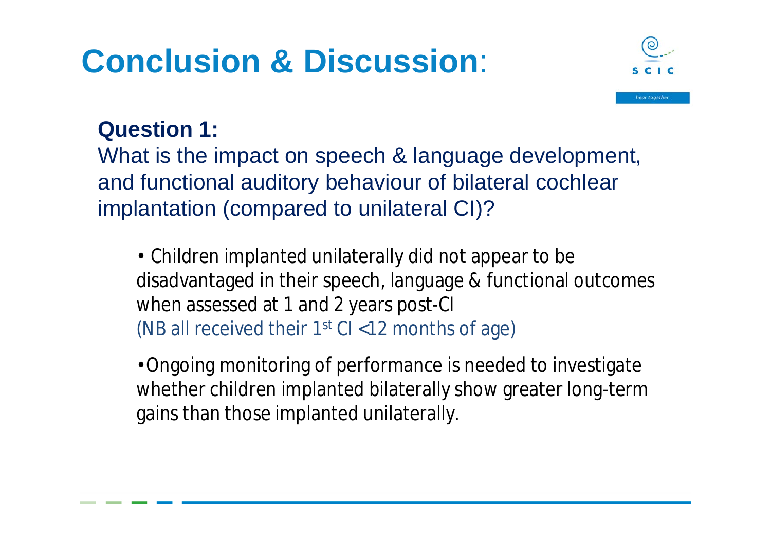# Conclusion & Discussion:

**Question 1:**

What is the impact on speech & language development, and functional auditory behaviour of bilateral cochlear implantation (compared to unilateral CI)?

- Children implanted unilaterally did not appear to be disadvantaged in their speech, language & functional outcomes when assessed at 1 and 2 years post-CI (NB all received their 1st CI <12 months of age)
- Ongoing monitoring of performance is needed to investigate whether children implanted bilaterally show greater long-term gains than those implanted unilaterally.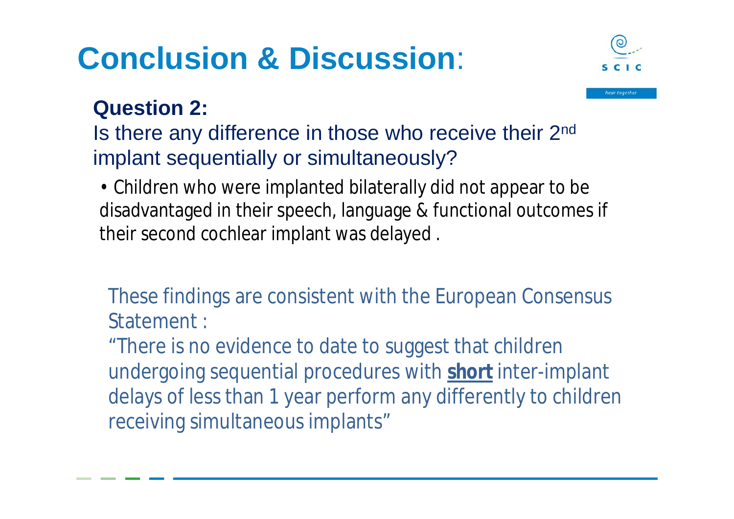# Conclusion & Discussion:

**Question 2:**

Is there any difference in those who receive their 2nd implant sequentially or simultaneously?

- Children who were implanted bilaterally did not appear to be disadvantaged in their speech, language & functional outcomes if their second cochlear implant was delayed .

These findings are consistent with the European Consensus Statement :

"There is no evidence to date to suggest that children undergoing sequential procedures with **short** inter-implant delays of less than 1 year perform any differently to children receiving simultaneous implants"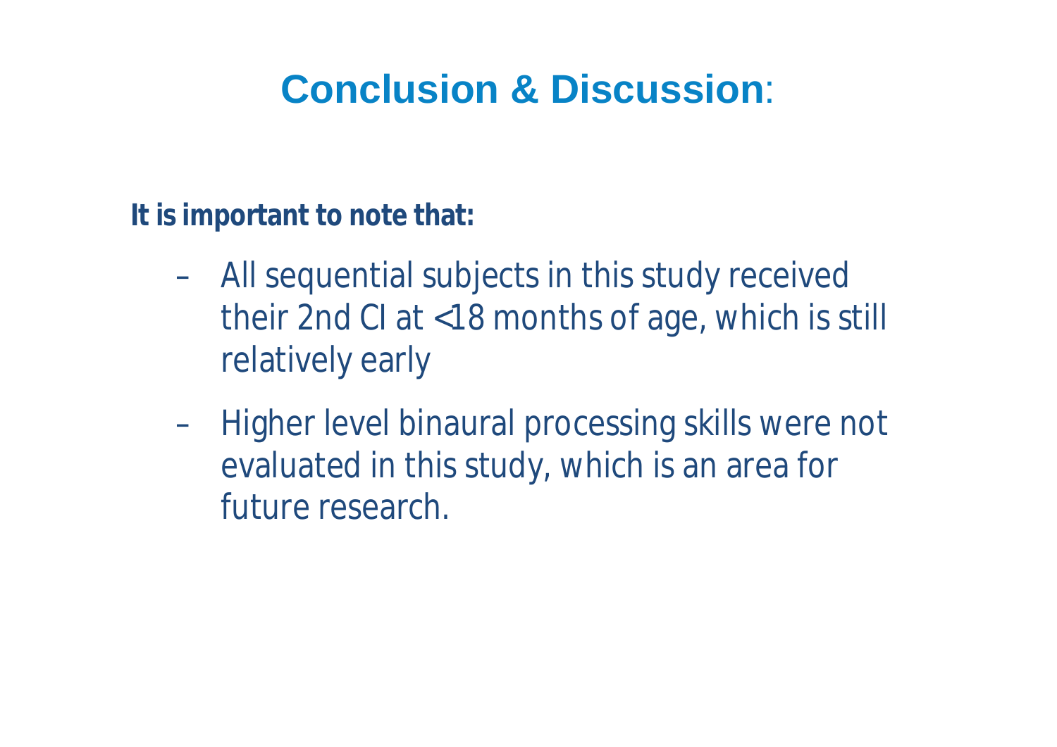# Conclusion & Discussion:

**It is important to note that:**

- All sequential subjects in this study received their 2nd CI at <18 months of age, which is still relatively early
- Higher level binaural processing skills were not evaluated in this study, which is an area for future research.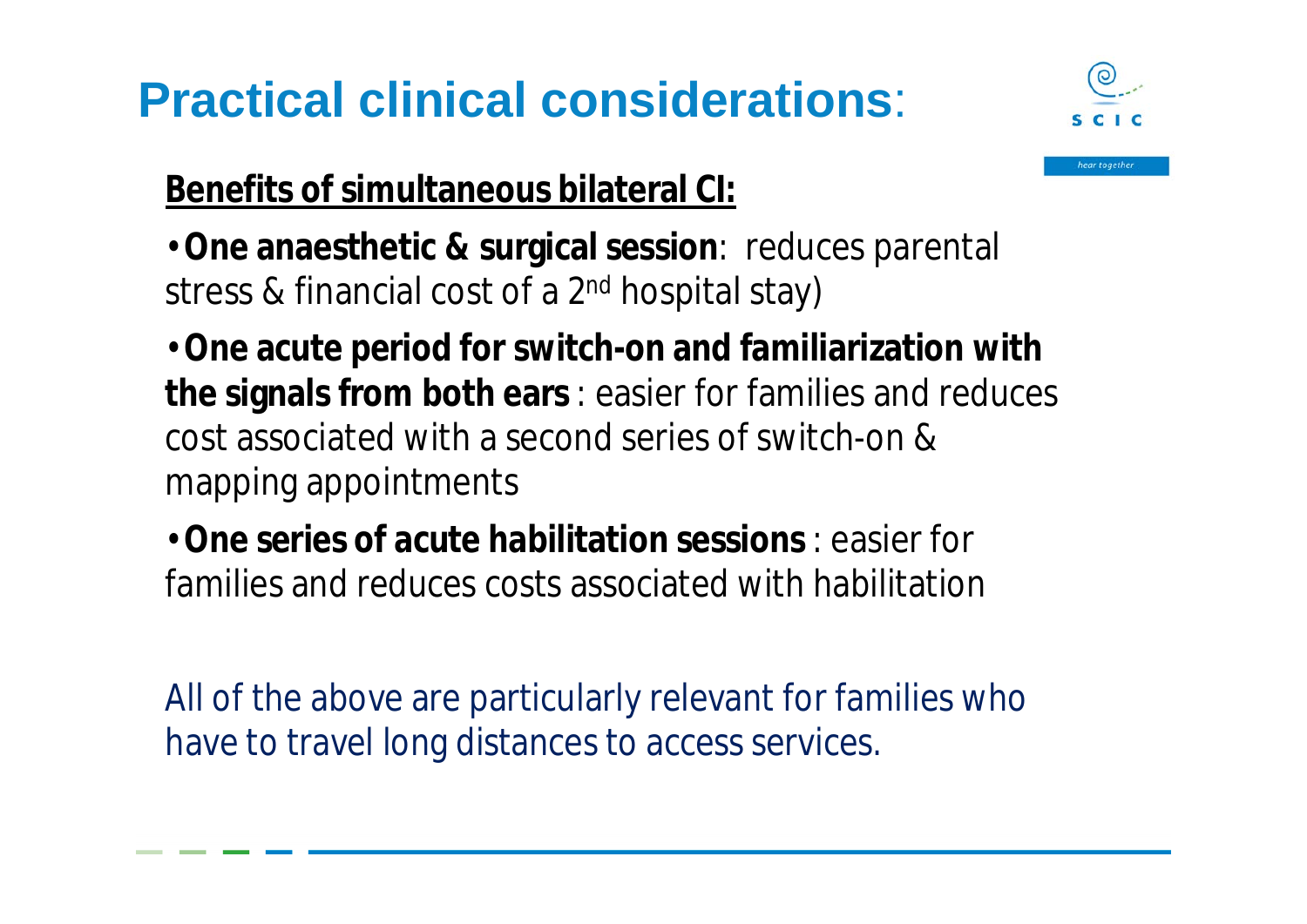# Practical clinical considerations:

**Benefits of simultaneous bilateral CI:**

- **One anaesthetic & surgical session**: reduces parental stress & financial cost of a 2nd hospital stay)
- **One acute period for switch-on and familiarization with the signals from both ears** : easier for families and reduces cost associated with a second series of switch-on & mapping appointments
- **One series of acute habilitation sessions** : easier for families and reduces costs associated with habilitation

All of the above are particularly relevant for families who have to travel long distances to access services.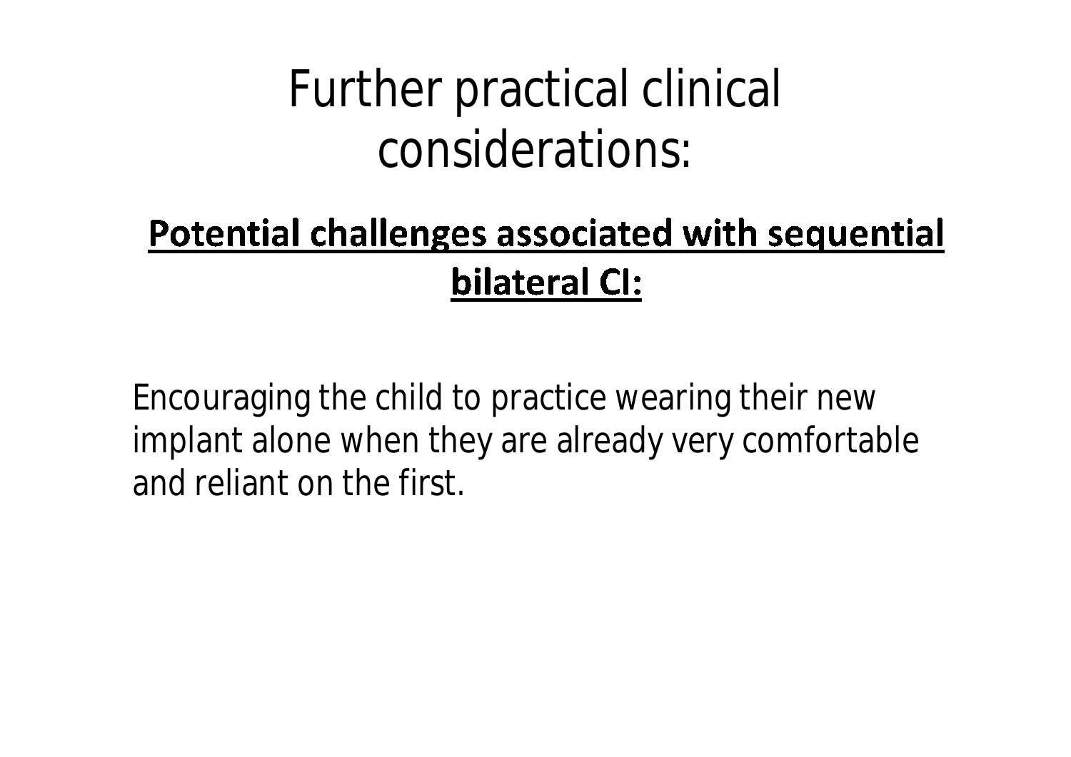# Further practical clinical considerations:

**Potential challenges associated with sequential bilateral CI:**

Encouraging the child to practice wearing their new implant alone when they are already very comfortable and reliant on the first.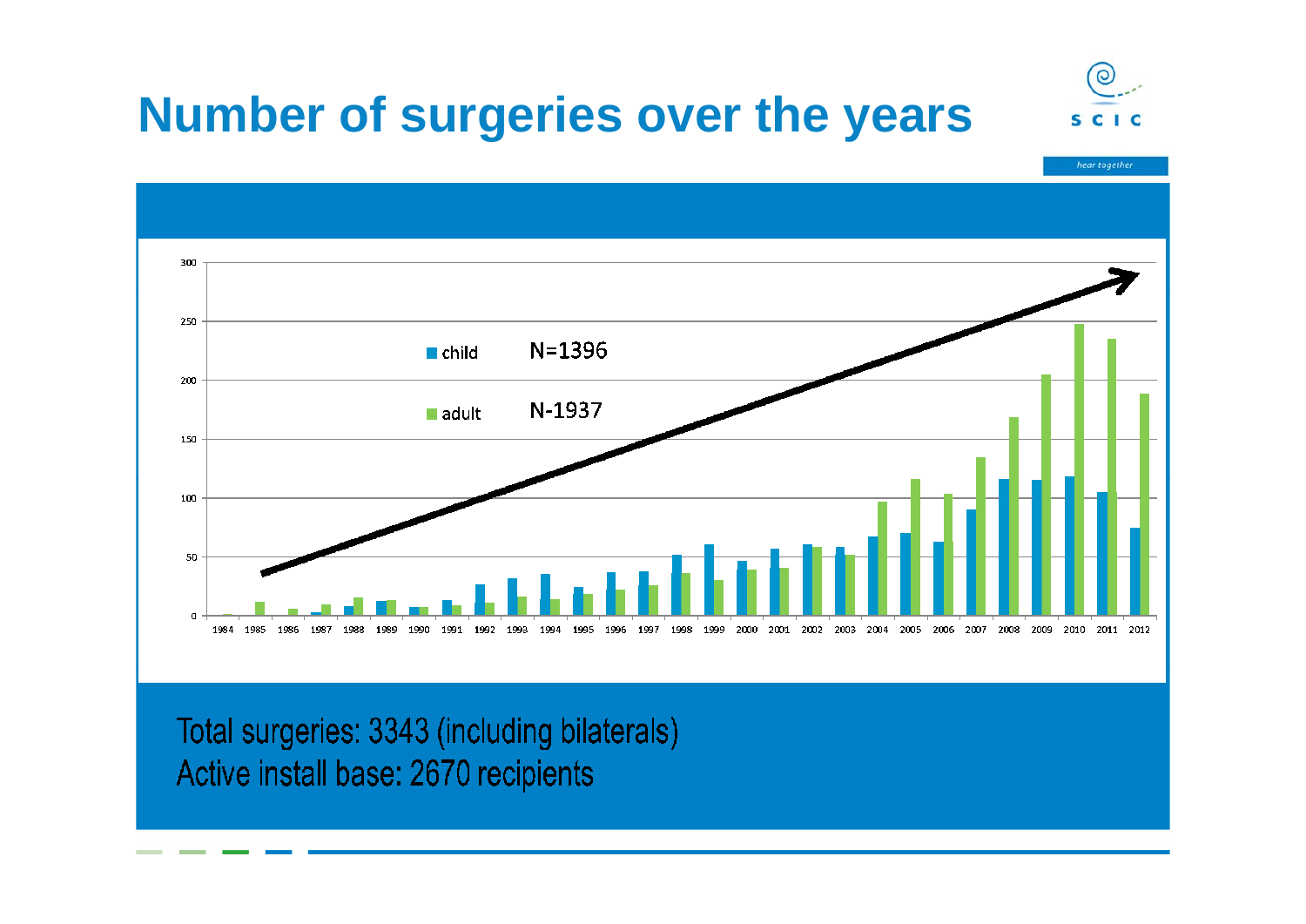# Number of surgeries over the years

child N=1396

adult N-1937

Total surgeries: 3343 (including bilaterals)
Active install base: 2670 recipients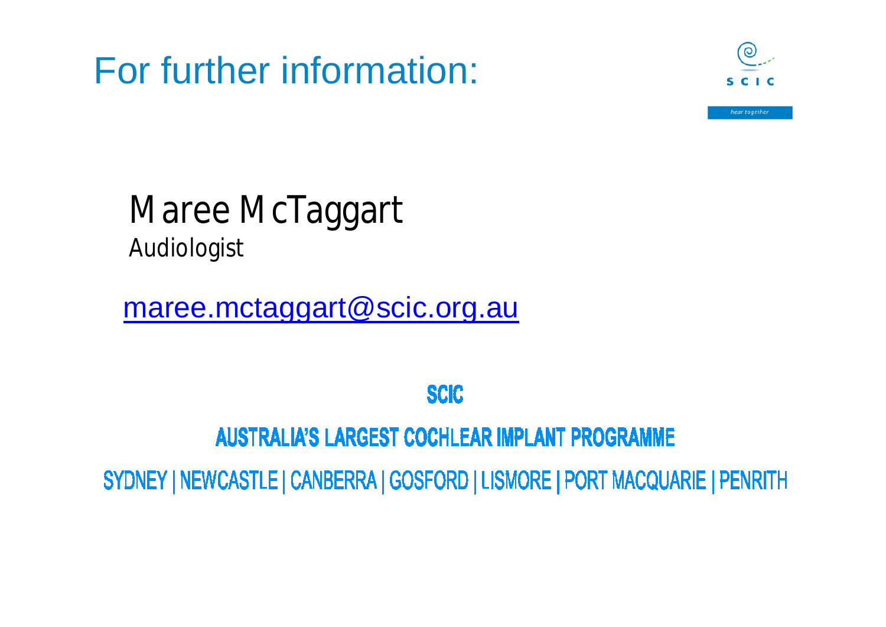# For further information:

SCIC

hear together

## Maree McTaggart

Audiologist

[maree.mctaggart@scic.org.au](mailto:maree.mctaggart@scic.org.au)

**SCIC**

**AUSTRALIA'S LARGEST COCHLEAR IMPLANT PROGRAMME**

SYDNEY | NEWCASTLE | CANBERRA | GOSFORD | LISMORE | PORT MACQUARIE | PENRITH